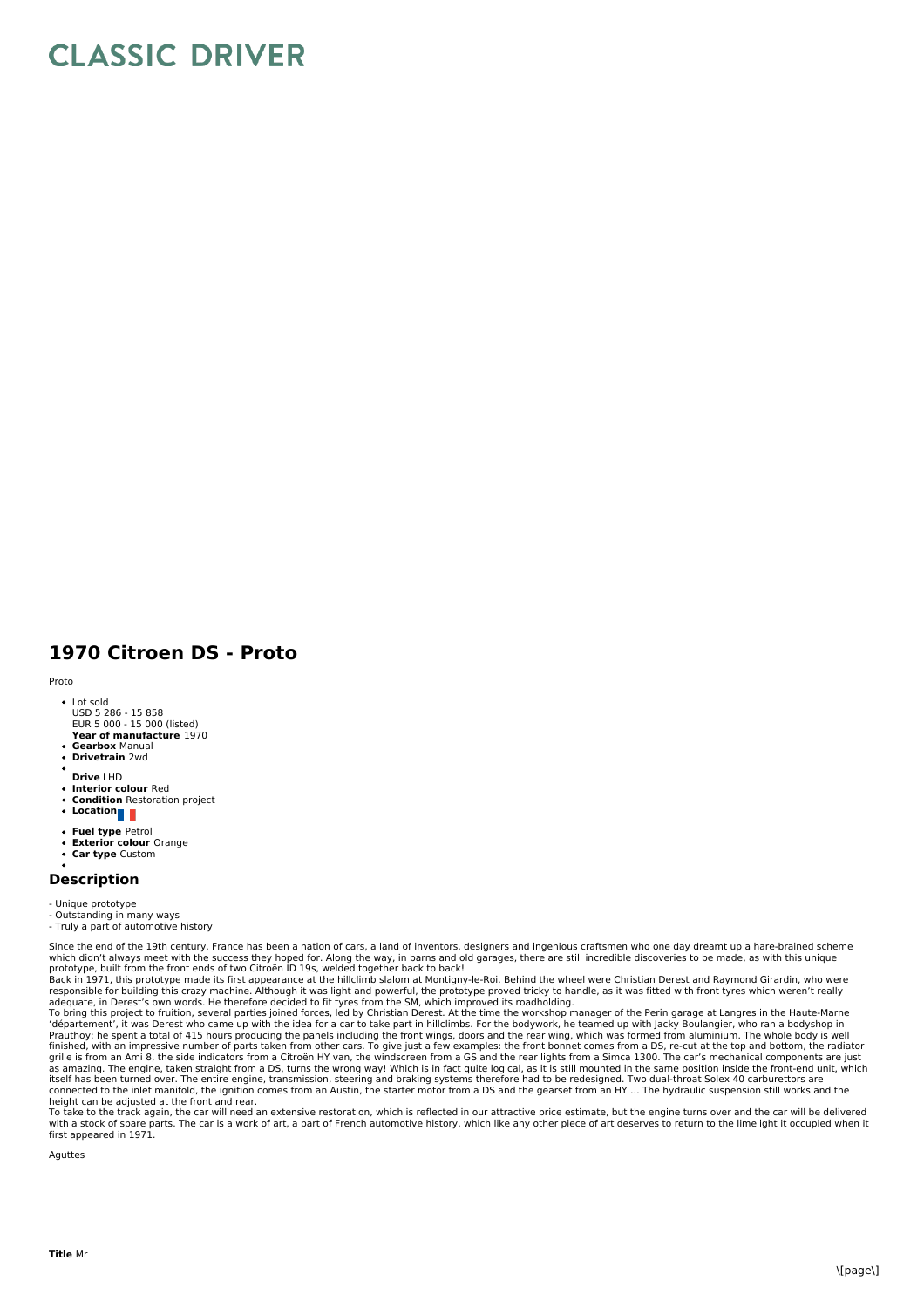# CLASSIC DRIVER

## 1970 Citroen DS - Proto

Proto

- Lot sold
  USD 5 286 - 15 858
  EUR 5 000 - 15 000 (listed)
  **Year of manufacture** 1970
- **Gearbox** Manual
- **Drivetrain** 2wd
- 
  **Drive** LHD
- **Interior colour** Red
- **Condition** Restoration project
- **Location**
- **Fuel type** Petrol
- **Exterior colour** Orange
- **Car type** Custom
- 

## Description

- Unique prototype
- Outstanding in many ways
- Truly a part of automotive history

Since the end of the 19th century, France has been a nation of cars, a land of inventors, designers and ingenious craftsmen who one day dreamt up a hare-brained scheme which didn't always meet with the success they hoped for. Along the way, in barns and old garages, there are still incredible discoveries to be made, as with this unique prototype, built from the front ends of two Citroën ID 19s, welded together back to back!
Back in 1971, this prototype made its first appearance at the hillclimb slalom at Montigny-le-Roi. Behind the wheel were Christian Derest and Raymond Girardin, who were responsible for building this crazy machine. Although it was light and powerful, the prototype proved tricky to handle, as it was fitted with front tyres which weren't really adequate, in Derest's own words. He therefore decided to fit tyres from the SM, which improved its roadholding.
To bring this project to fruition, several parties joined forces, led by Christian Derest. At the time the workshop manager of the Perin garage at Langres in the Haute-Marne 'département', it was Derest who came up with the idea for a car to take part in hillclimbs. For the bodywork, he teamed up with Jacky Boulangier, who ran a bodyshop in Prauthoy: he spent a total of 415 hours producing the panels including the front wings, doors and the rear wing, which was formed from aluminium. The whole body is well finished, with an impressive number of parts taken from other cars. To give just a few examples: the front bonnet comes from a DS, re-cut at the top and bottom, the radiator grille is from an Ami 8, the side indicators from a Citroën HY van, the windscreen from a GS and the rear lights from a Simca 1300. The car's mechanical components are just as amazing. The engine, taken straight from a DS, turns the wrong way! Which is in fact quite logical, as it is still mounted in the same position inside the front-end unit, which itself has been turned over. The entire engine, transmission, steering and braking systems therefore had to be redesigned. Two dual-throat Solex 40 carburettors are connected to the inlet manifold, the ignition comes from an Austin, the starter motor from a DS and the gearset from an HY ... The hydraulic suspension still works and the height can be adjusted at the front and rear.
To take to the track again, the car will need an extensive restoration, which is reflected in our attractive price estimate, but the engine turns over and the car will be delivered with a stock of spare parts. The car is a work of art, a part of French automotive history, which like any other piece of art deserves to return to the limelight it occupied when it first appeared in 1971.

Aguttes

**Title** Mr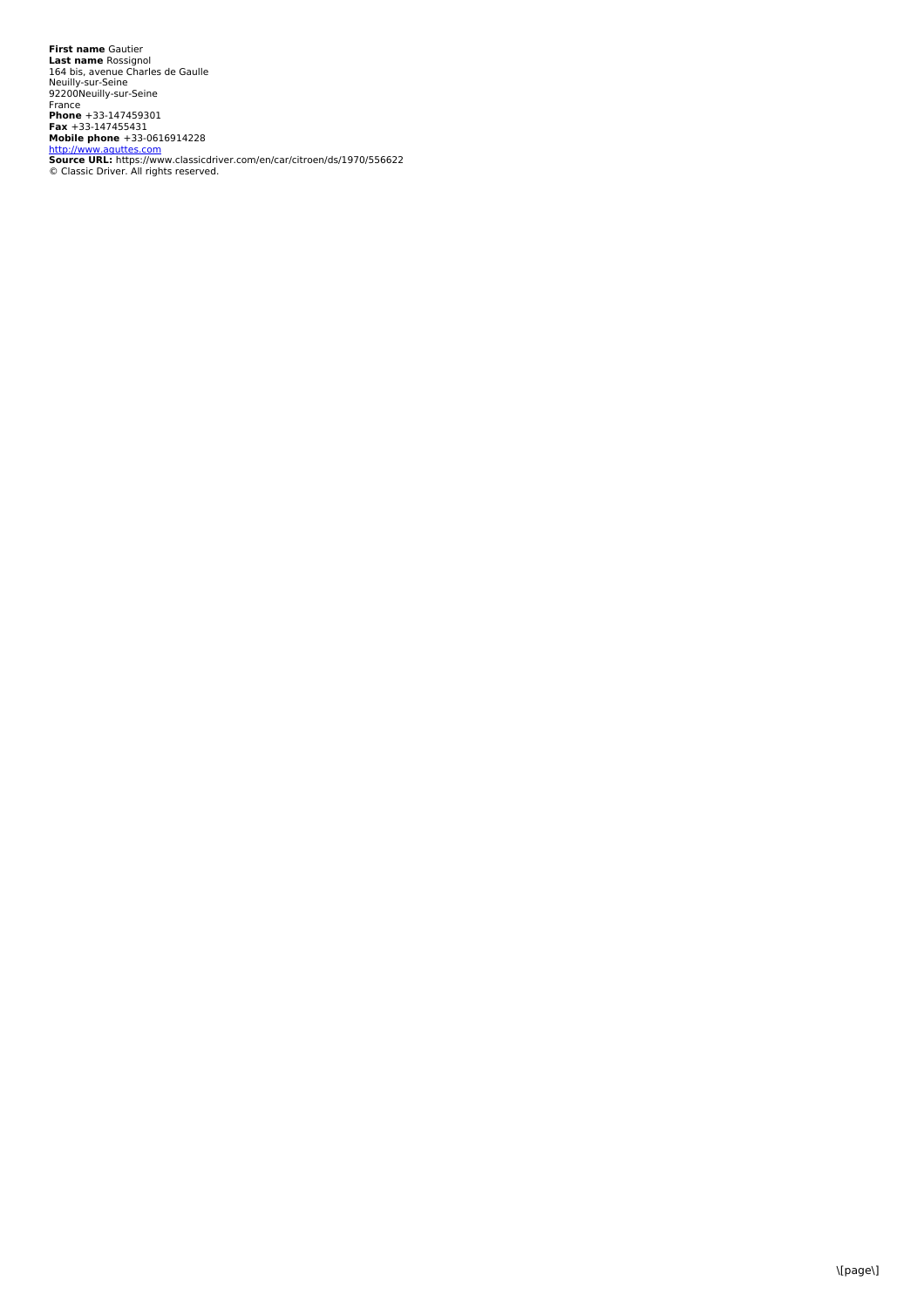**First name** Gautier
**Last name** Rossignol
164 bis, avenue Charles de Gaulle
Neuilly-sur-Seine
92200Neuilly-sur-Seine
France
**Phone** +33-147459301
**Fax** +33-147455431
**Mobile phone** +33-0616914228
[http://www.aguttes.com](http://www.aguttes.com)
**Source URL:** https://www.classicdriver.com/en/car/citroen/ds/1970/556622
© Classic Driver. All rights reserved.